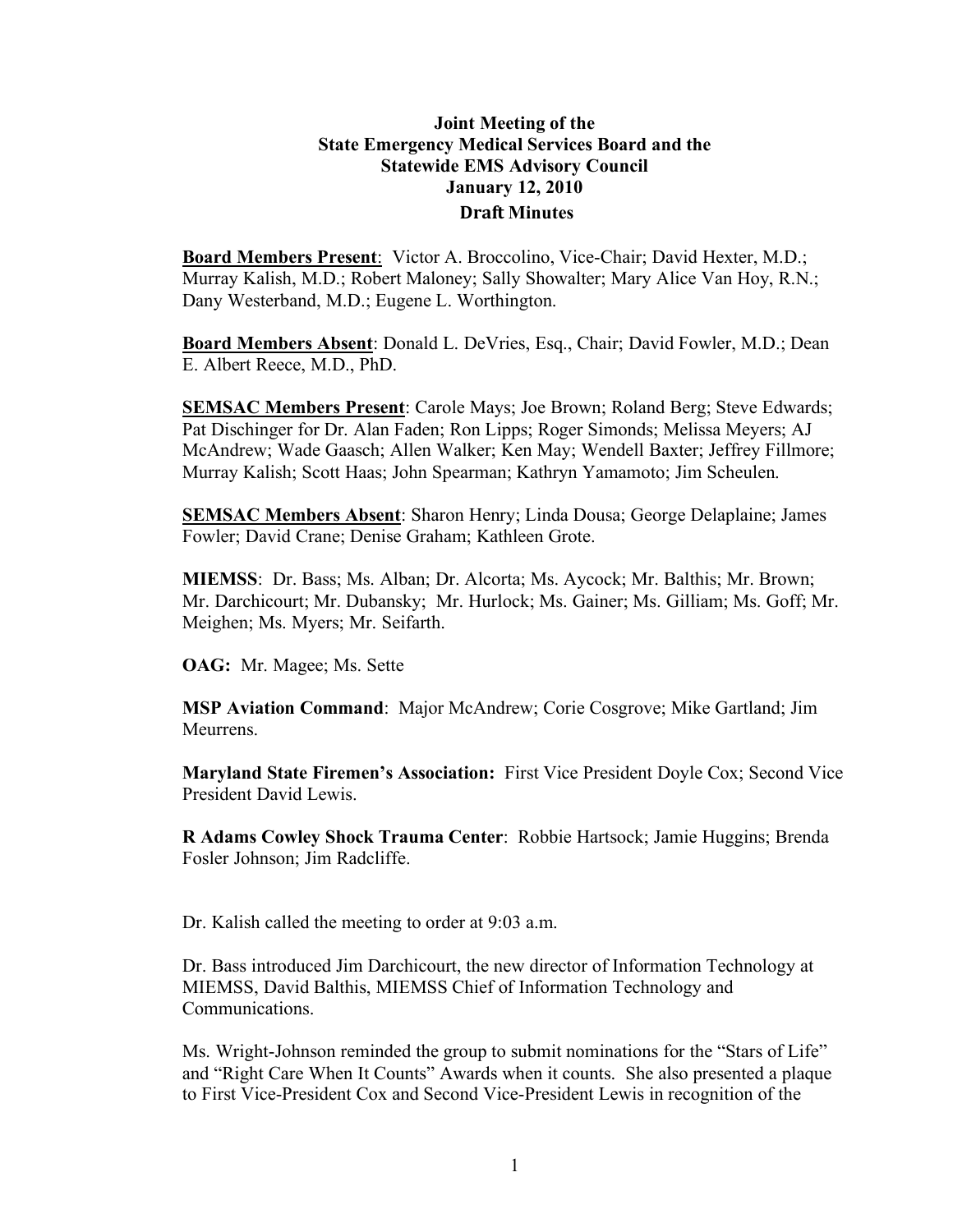**Joint Meeting of the**
**State Emergency Medical Services Board and the**
**Statewide EMS Advisory Council**
**January 12, 2010**
**Draft Minutes**

**Board Members Present**: Victor A. Broccolino, Vice-Chair; David Hexter, M.D.; Murray Kalish, M.D.; Robert Maloney; Sally Showalter; Mary Alice Van Hoy, R.N.; Dany Westerband, M.D.; Eugene L. Worthington.

**Board Members Absent**: Donald L. DeVries, Esq., Chair; David Fowler, M.D.; Dean E. Albert Reece, M.D., PhD.

**SEMSAC Members Present**: Carole Mays; Joe Brown; Roland Berg; Steve Edwards; Pat Dischinger for Dr. Alan Faden; Ron Lipps; Roger Simonds; Melissa Meyers; AJ McAndrew; Wade Gaasch; Allen Walker; Ken May; Wendell Baxter; Jeffrey Fillmore; Murray Kalish; Scott Haas; John Spearman; Kathryn Yamamoto; Jim Scheulen.

**SEMSAC Members Absent**: Sharon Henry; Linda Dousa; George Delaplaine; James Fowler; David Crane; Denise Graham; Kathleen Grote.

**MIEMSS**: Dr. Bass; Ms. Alban; Dr. Alcorta; Ms. Aycock; Mr. Balthis; Mr. Brown; Mr. Darchicourt; Mr. Dubansky; Mr. Hurlock; Ms. Gainer; Ms. Gilliam; Ms. Goff; Mr. Meighen; Ms. Myers; Mr. Seifarth.

**OAG:** Mr. Magee; Ms. Sette

**MSP Aviation Command**: Major McAndrew; Corie Cosgrove; Mike Gartland; Jim Meurrens.

**Maryland State Firemen's Association:** First Vice President Doyle Cox; Second Vice President David Lewis.

**R Adams Cowley Shock Trauma Center**: Robbie Hartsock; Jamie Huggins; Brenda Fosler Johnson; Jim Radcliffe.

Dr. Kalish called the meeting to order at 9:03 a.m.

Dr. Bass introduced Jim Darchicourt, the new director of Information Technology at MIEMSS, David Balthis, MIEMSS Chief of Information Technology and Communications.

Ms. Wright-Johnson reminded the group to submit nominations for the "Stars of Life" and "Right Care When It Counts" Awards when it counts. She also presented a plaque to First Vice-President Cox and Second Vice-President Lewis in recognition of the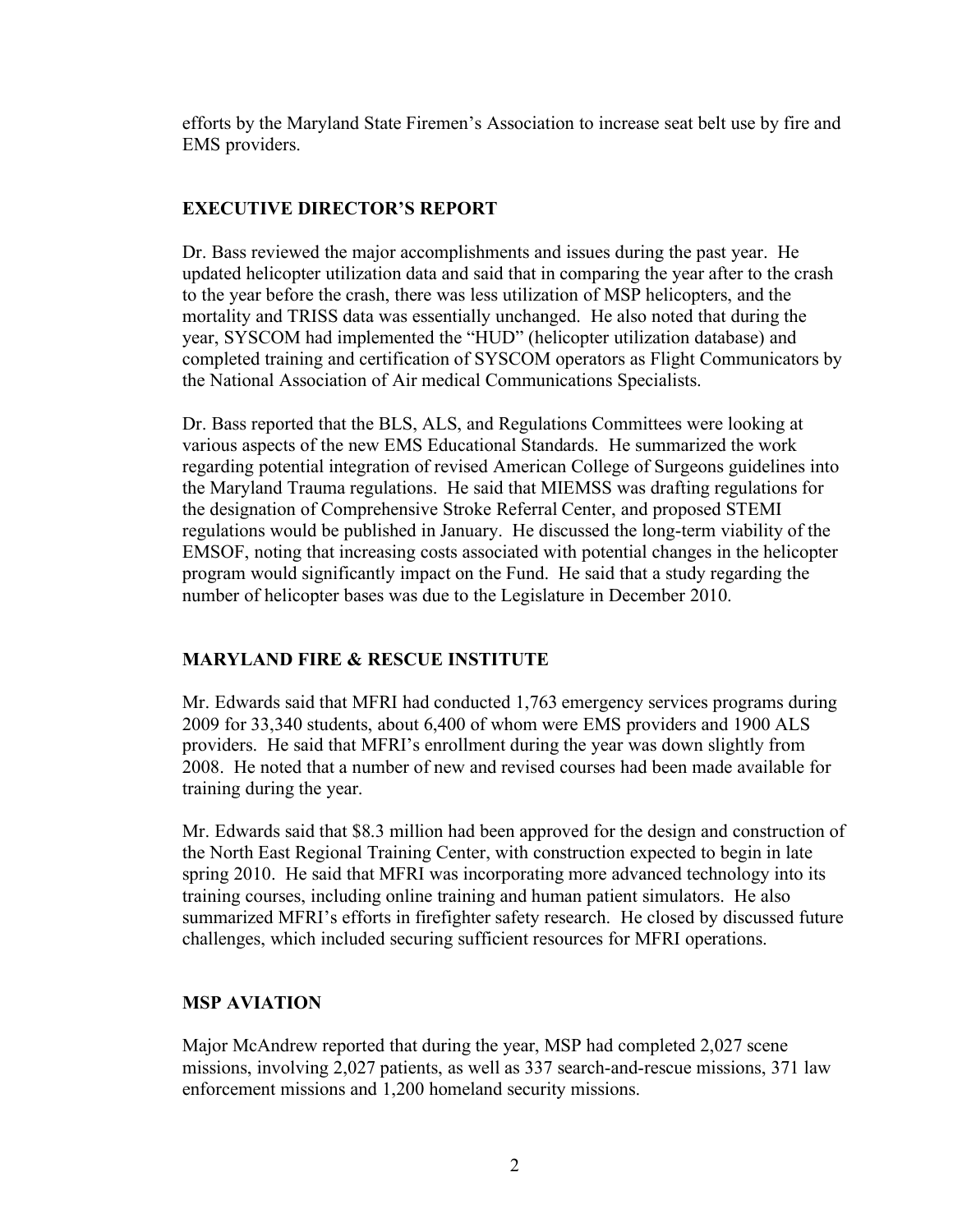efforts by the Maryland State Firemen's Association to increase seat belt use by fire and EMS providers.

## EXECUTIVE DIRECTOR'S REPORT

Dr. Bass reviewed the major accomplishments and issues during the past year. He updated helicopter utilization data and said that in comparing the year after to the crash to the year before the crash, there was less utilization of MSP helicopters, and the mortality and TRISS data was essentially unchanged. He also noted that during the year, SYSCOM had implemented the "HUD" (helicopter utilization database) and completed training and certification of SYSCOM operators as Flight Communicators by the National Association of Air medical Communications Specialists.

Dr. Bass reported that the BLS, ALS, and Regulations Committees were looking at various aspects of the new EMS Educational Standards. He summarized the work regarding potential integration of revised American College of Surgeons guidelines into the Maryland Trauma regulations. He said that MIEMSS was drafting regulations for the designation of Comprehensive Stroke Referral Center, and proposed STEMI regulations would be published in January. He discussed the long-term viability of the EMSOF, noting that increasing costs associated with potential changes in the helicopter program would significantly impact on the Fund. He said that a study regarding the number of helicopter bases was due to the Legislature in December 2010.

## MARYLAND FIRE & RESCUE INSTITUTE

Mr. Edwards said that MFRI had conducted 1,763 emergency services programs during 2009 for 33,340 students, about 6,400 of whom were EMS providers and 1900 ALS providers. He said that MFRI's enrollment during the year was down slightly from 2008. He noted that a number of new and revised courses had been made available for training during the year.

Mr. Edwards said that $8.3 million had been approved for the design and construction of the North East Regional Training Center, with construction expected to begin in late spring 2010. He said that MFRI was incorporating more advanced technology into its training courses, including online training and human patient simulators. He also summarized MFRI's efforts in firefighter safety research. He closed by discussed future challenges, which included securing sufficient resources for MFRI operations.

## MSP AVIATION

Major McAndrew reported that during the year, MSP had completed 2,027 scene missions, involving 2,027 patients, as well as 337 search-and-rescue missions, 371 law enforcement missions and 1,200 homeland security missions.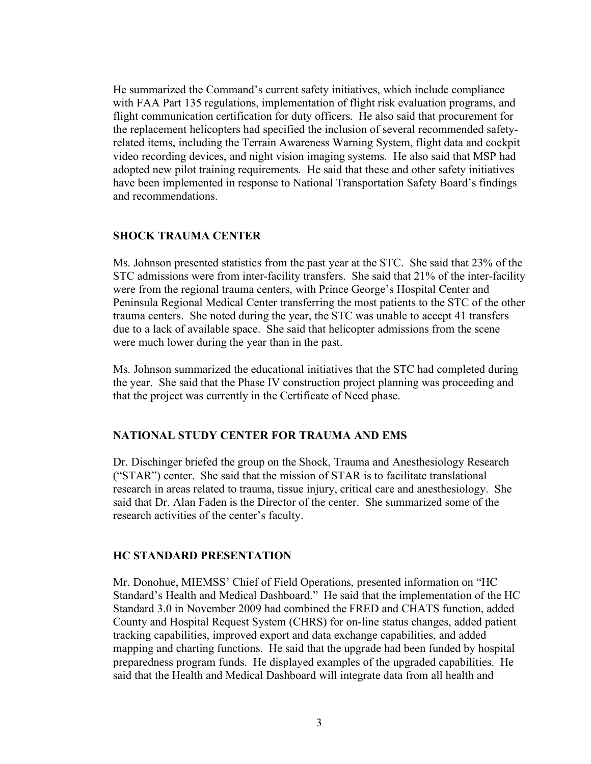He summarized the Command's current safety initiatives, which include compliance with FAA Part 135 regulations, implementation of flight risk evaluation programs, and flight communication certification for duty officers. He also said that procurement for the replacement helicopters had specified the inclusion of several recommended safety-related items, including the Terrain Awareness Warning System, flight data and cockpit video recording devices, and night vision imaging systems. He also said that MSP had adopted new pilot training requirements. He said that these and other safety initiatives have been implemented in response to National Transportation Safety Board's findings and recommendations.

## SHOCK TRAUMA CENTER

Ms. Johnson presented statistics from the past year at the STC. She said that 23% of the STC admissions were from inter-facility transfers. She said that 21% of the inter-facility were from the regional trauma centers, with Prince George's Hospital Center and Peninsula Regional Medical Center transferring the most patients to the STC of the other trauma centers. She noted during the year, the STC was unable to accept 41 transfers due to a lack of available space. She said that helicopter admissions from the scene were much lower during the year than in the past.

Ms. Johnson summarized the educational initiatives that the STC had completed during the year. She said that the Phase IV construction project planning was proceeding and that the project was currently in the Certificate of Need phase.

## NATIONAL STUDY CENTER FOR TRAUMA AND EMS

Dr. Dischinger briefed the group on the Shock, Trauma and Anesthesiology Research ("STAR") center. She said that the mission of STAR is to facilitate translational research in areas related to trauma, tissue injury, critical care and anesthesiology. She said that Dr. Alan Faden is the Director of the center. She summarized some of the research activities of the center's faculty.

## HC STANDARD PRESENTATION

Mr. Donohue, MIEMSS' Chief of Field Operations, presented information on "HC Standard's Health and Medical Dashboard." He said that the implementation of the HC Standard 3.0 in November 2009 had combined the FRED and CHATS function, added County and Hospital Request System (CHRS) for on-line status changes, added patient tracking capabilities, improved export and data exchange capabilities, and added mapping and charting functions. He said that the upgrade had been funded by hospital preparedness program funds. He displayed examples of the upgraded capabilities. He said that the Health and Medical Dashboard will integrate data from all health and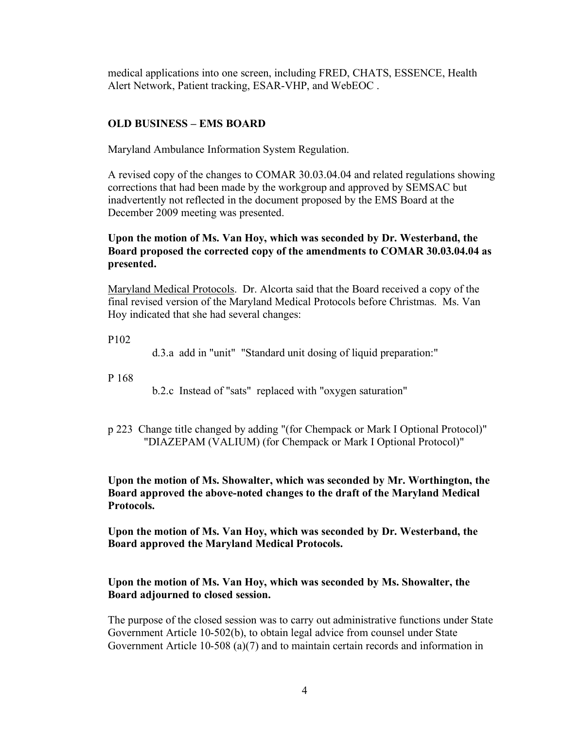medical applications into one screen, including FRED, CHATS, ESSENCE, Health Alert Network, Patient tracking, ESAR-VHP, and WebEOC .

**OLD BUSINESS – EMS BOARD**

Maryland Ambulance Information System Regulation.

A revised copy of the changes to COMAR 30.03.04.04 and related regulations showing corrections that had been made by the workgroup and approved by SEMSAC but inadvertently not reflected in the document proposed by the EMS Board at the December 2009 meeting was presented.

**Upon the motion of Ms. Van Hoy, which was seconded by Dr. Westerband, the Board proposed the corrected copy of the amendments to COMAR 30.03.04.04 as presented.**

Maryland Medical Protocols. Dr. Alcorta said that the Board received a copy of the final revised version of the Maryland Medical Protocols before Christmas. Ms. Van Hoy indicated that she had several changes:

P102

d.3.a add in "unit" "Standard unit dosing of liquid preparation:"

P 168

b.2.c Instead of "sats" replaced with "oxygen saturation"

p 223 Change title changed by adding "(for Chempack or Mark I Optional Protocol)"
"DIAZEPAM (VALIUM) (for Chempack or Mark I Optional Protocol)"

**Upon the motion of Ms. Showalter, which was seconded by Mr. Worthington, the Board approved the above-noted changes to the draft of the Maryland Medical Protocols.**

**Upon the motion of Ms. Van Hoy, which was seconded by Dr. Westerband, the Board approved the Maryland Medical Protocols.**

**Upon the motion of Ms. Van Hoy, which was seconded by Ms. Showalter, the Board adjourned to closed session.**

The purpose of the closed session was to carry out administrative functions under State Government Article 10-502(b), to obtain legal advice from counsel under State Government Article 10-508 (a)(7) and to maintain certain records and information in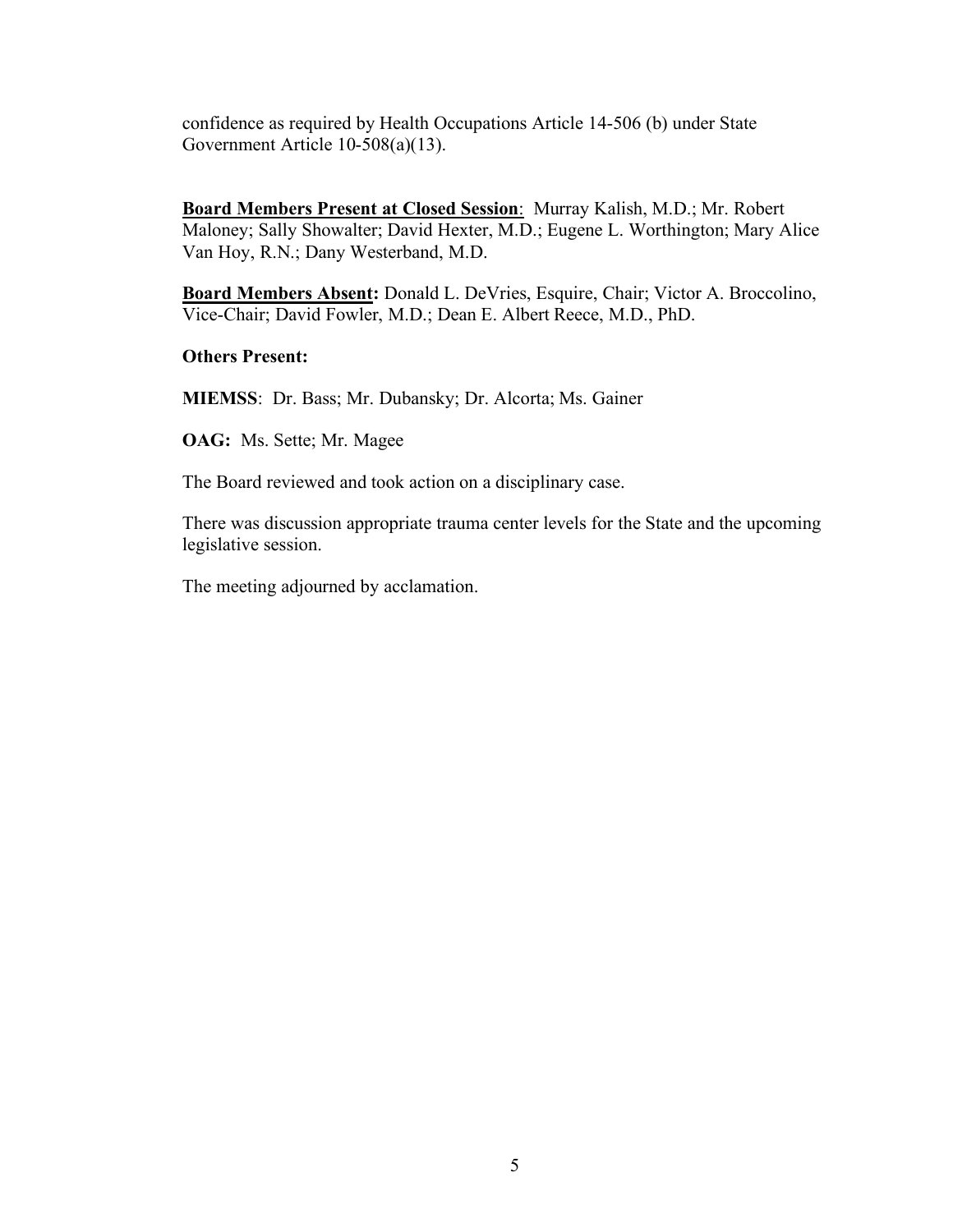confidence as required by Health Occupations Article 14-506 (b) under State Government Article 10-508(a)(13).

**Board Members Present at Closed Session**: Murray Kalish, M.D.; Mr. Robert Maloney; Sally Showalter; David Hexter, M.D.; Eugene L. Worthington; Mary Alice Van Hoy, R.N.; Dany Westerband, M.D.

**Board Members Absent:** Donald L. DeVries, Esquire, Chair; Victor A. Broccolino, Vice-Chair; David Fowler, M.D.; Dean E. Albert Reece, M.D., PhD.

**Others Present:**

**MIEMSS**: Dr. Bass; Mr. Dubansky; Dr. Alcorta; Ms. Gainer

**OAG:** Ms. Sette; Mr. Magee

The Board reviewed and took action on a disciplinary case.

There was discussion appropriate trauma center levels for the State and the upcoming legislative session.

The meeting adjourned by acclamation.